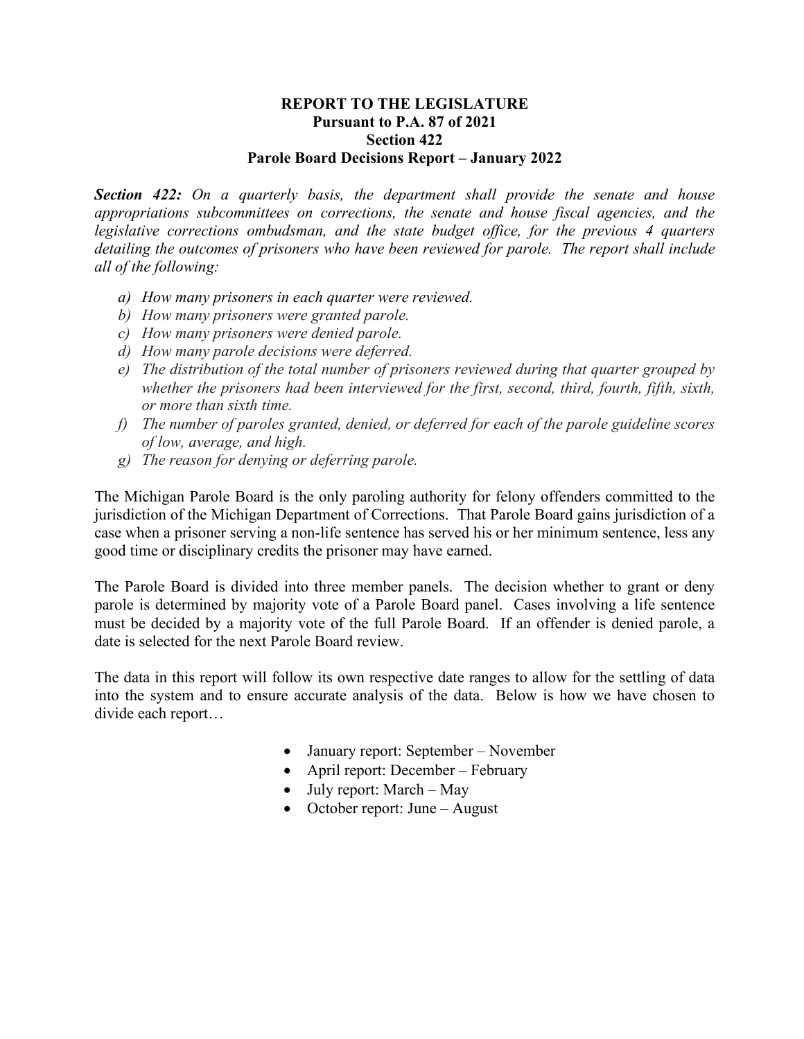**REPORT TO THE LEGISLATURE**
**Pursuant to P.A. 87 of 2021**
**Section 422**
**Parole Board Decisions Report – January 2022**

***Section 422:*** *On a quarterly basis, the department shall provide the senate and house appropriations subcommittees on corrections, the senate and house fiscal agencies, and the legislative corrections ombudsman, and the state budget office, for the previous 4 quarters detailing the outcomes of prisoners who have been reviewed for parole. The report shall include all of the following:*

- *a) How many prisoners in each quarter were reviewed.*
- *b) How many prisoners were granted parole.*
- *c) How many prisoners were denied parole.*
- *d) How many parole decisions were deferred.*
- *e) The distribution of the total number of prisoners reviewed during that quarter grouped by whether the prisoners had been interviewed for the first, second, third, fourth, fifth, sixth, or more than sixth time.*
- *f) The number of paroles granted, denied, or deferred for each of the parole guideline scores of low, average, and high.*
- *g) The reason for denying or deferring parole.*

The Michigan Parole Board is the only paroling authority for felony offenders committed to the jurisdiction of the Michigan Department of Corrections. That Parole Board gains jurisdiction of a case when a prisoner serving a non-life sentence has served his or her minimum sentence, less any good time or disciplinary credits the prisoner may have earned.

The Parole Board is divided into three member panels. The decision whether to grant or deny parole is determined by majority vote of a Parole Board panel. Cases involving a life sentence must be decided by a majority vote of the full Parole Board. If an offender is denied parole, a date is selected for the next Parole Board review.

The data in this report will follow its own respective date ranges to allow for the settling of data into the system and to ensure accurate analysis of the data. Below is how we have chosen to divide each report…

- January report: September – November
- April report: December – February
- July report: March – May
- October report: June – August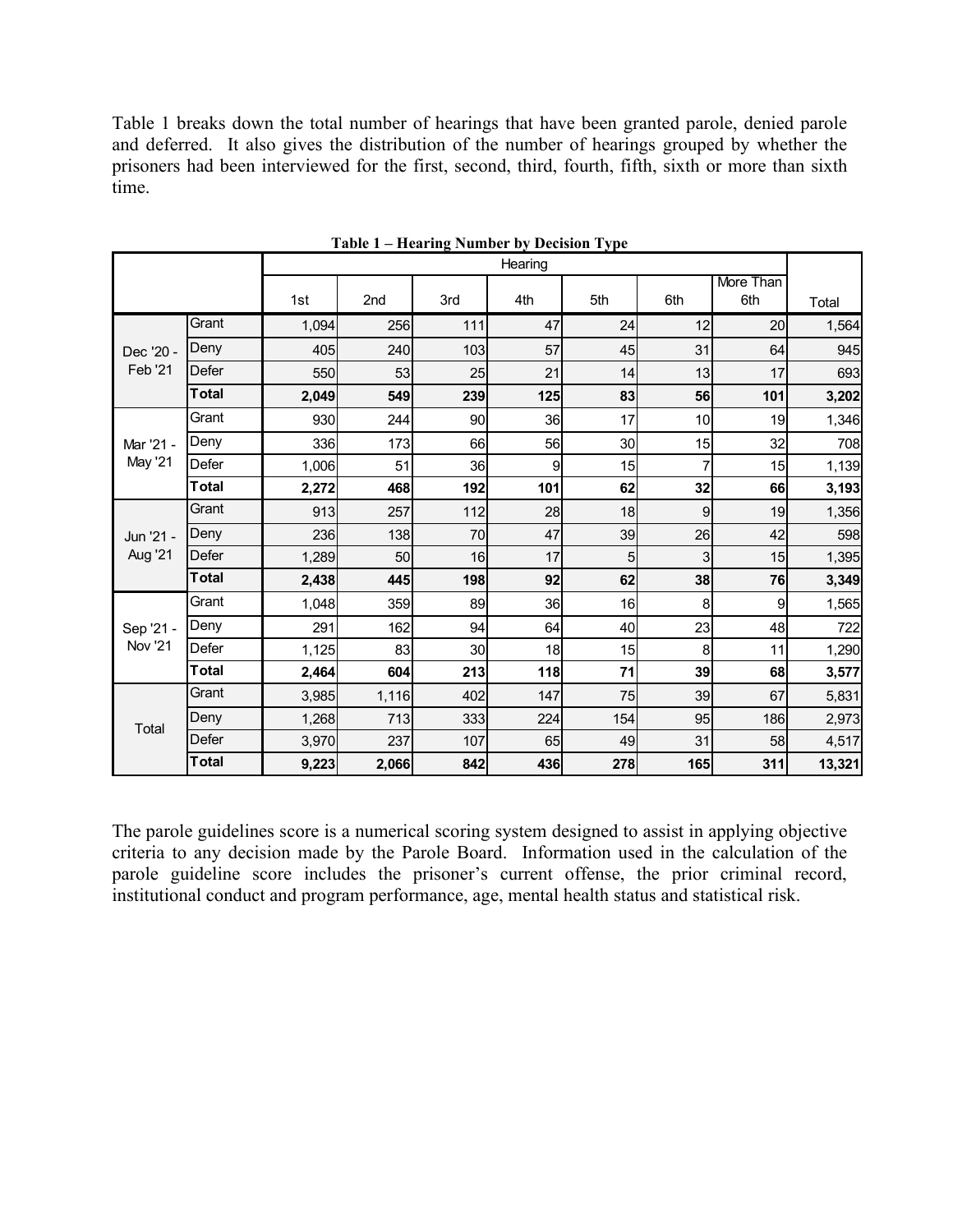Table 1 breaks down the total number of hearings that have been granted parole, denied parole and deferred. It also gives the distribution of the number of hearings grouped by whether the prisoners had been interviewed for the first, second, third, fourth, fifth, sixth or more than sixth time.

**Table 1 – Hearing Number by Decision Type**

| | | Hearing | | | | | | | |
|---|---|---|---|---|---|---|---|---|---|
| | | 1st | 2nd | 3rd | 4th | 5th | 6th | More Than 6th | Total |
| Dec '20 - Feb '21 | Grant | 1,094 | 256 | 111 | 47 | 24 | 12 | 20 | 1,564 |
| | Deny | 405 | 240 | 103 | 57 | 45 | 31 | 64 | 945 |
| | Defer | 550 | 53 | 25 | 21 | 14 | 13 | 17 | 693 |
| | **Total** | **2,049** | **549** | **239** | **125** | **83** | **56** | **101** | **3,202** |
| Mar '21 - May '21 | Grant | 930 | 244 | 90 | 36 | 17 | 10 | 19 | 1,346 |
| | Deny | 336 | 173 | 66 | 56 | 30 | 15 | 32 | 708 |
| | Defer | 1,006 | 51 | 36 | 9 | 15 | 7 | 15 | 1,139 |
| | **Total** | **2,272** | **468** | **192** | **101** | **62** | **32** | **66** | **3,193** |
| Jun '21 - Aug '21 | Grant | 913 | 257 | 112 | 28 | 18 | 9 | 19 | 1,356 |
| | Deny | 236 | 138 | 70 | 47 | 39 | 26 | 42 | 598 |
| | Defer | 1,289 | 50 | 16 | 17 | 5 | 3 | 15 | 1,395 |
| | **Total** | **2,438** | **445** | **198** | **92** | **62** | **38** | **76** | **3,349** |
| Sep '21 - Nov '21 | Grant | 1,048 | 359 | 89 | 36 | 16 | 8 | 9 | 1,565 |
| | Deny | 291 | 162 | 94 | 64 | 40 | 23 | 48 | 722 |
| | Defer | 1,125 | 83 | 30 | 18 | 15 | 8 | 11 | 1,290 |
| | **Total** | **2,464** | **604** | **213** | **118** | **71** | **39** | **68** | **3,577** |
| Total | Grant | 3,985 | 1,116 | 402 | 147 | 75 | 39 | 67 | 5,831 |
| | Deny | 1,268 | 713 | 333 | 224 | 154 | 95 | 186 | 2,973 |
| | Defer | 3,970 | 237 | 107 | 65 | 49 | 31 | 58 | 4,517 |
| | **Total** | **9,223** | **2,066** | **842** | **436** | **278** | **165** | **311** | **13,321** |

The parole guidelines score is a numerical scoring system designed to assist in applying objective criteria to any decision made by the Parole Board. Information used in the calculation of the parole guideline score includes the prisoner's current offense, the prior criminal record, institutional conduct and program performance, age, mental health status and statistical risk.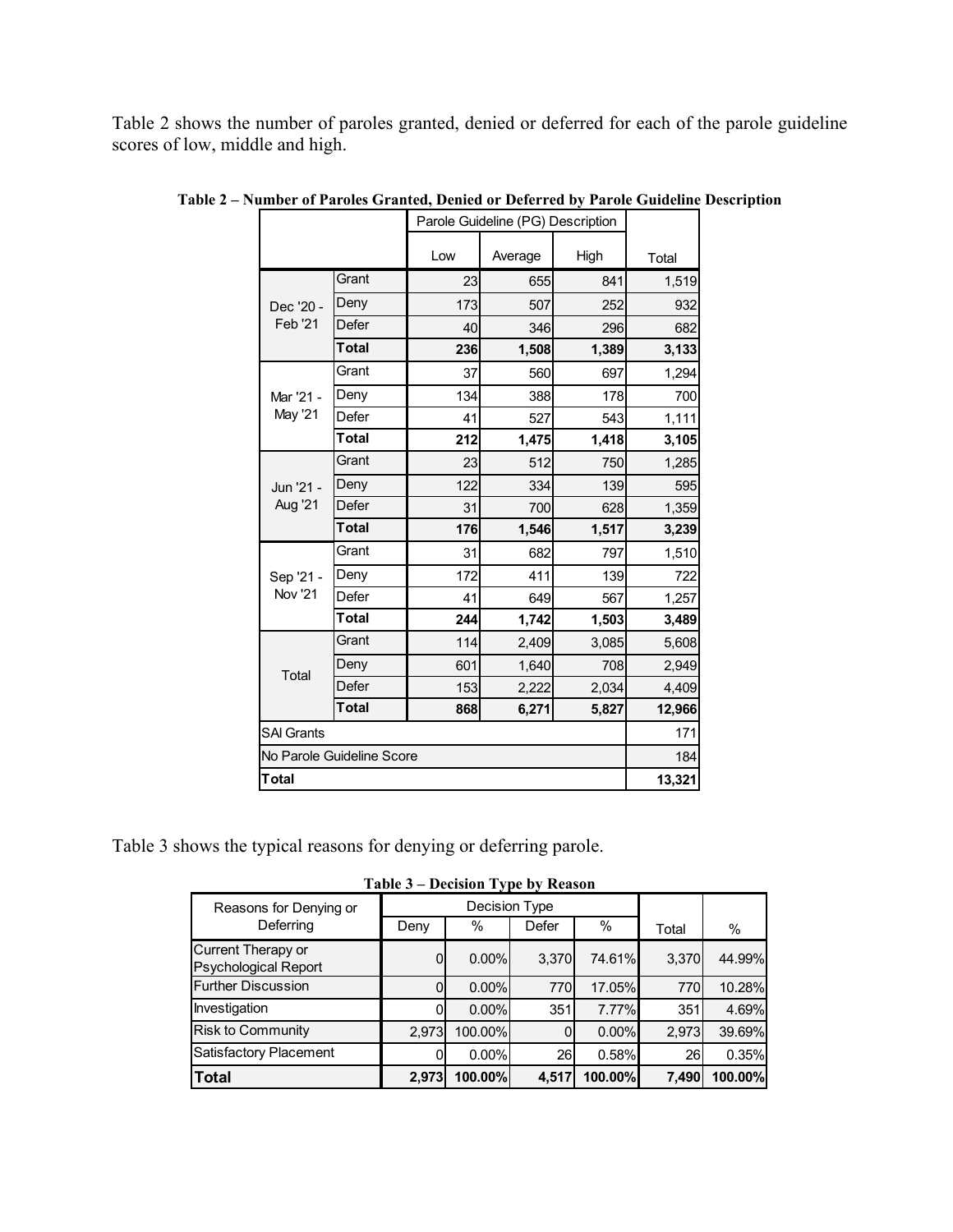Table 2 shows the number of paroles granted, denied or deferred for each of the parole guideline scores of low, middle and high.

**Table 2 – Number of Paroles Granted, Denied or Deferred by Parole Guideline Description**

| | | Parole Guideline (PG) Description | | | |
|---|---|---|---|---|---|
| | | Low | Average | High | Total |
| Dec '20 - Feb '21 | Grant | 23 | 655 | 841 | 1,519 |
| | Deny | 173 | 507 | 252 | 932 |
| | Defer | 40 | 346 | 296 | 682 |
| | **Total** | **236** | **1,508** | **1,389** | **3,133** |
| Mar '21 - May '21 | Grant | 37 | 560 | 697 | 1,294 |
| | Deny | 134 | 388 | 178 | 700 |
| | Defer | 41 | 527 | 543 | 1,111 |
| | **Total** | **212** | **1,475** | **1,418** | **3,105** |
| Jun '21 - Aug '21 | Grant | 23 | 512 | 750 | 1,285 |
| | Deny | 122 | 334 | 139 | 595 |
| | Defer | 31 | 700 | 628 | 1,359 |
| | **Total** | **176** | **1,546** | **1,517** | **3,239** |
| Sep '21 - Nov '21 | Grant | 31 | 682 | 797 | 1,510 |
| | Deny | 172 | 411 | 139 | 722 |
| | Defer | 41 | 649 | 567 | 1,257 |
| | **Total** | **244** | **1,742** | **1,503** | **3,489** |
| Total | Grant | 114 | 2,409 | 3,085 | 5,608 |
| | Deny | 601 | 1,640 | 708 | 2,949 |
| | Defer | 153 | 2,222 | 2,034 | 4,409 |
| | **Total** | **868** | **6,271** | **5,827** | **12,966** |
| SAI Grants | | | | | 171 |
| No Parole Guideline Score | | | | | 184 |
| **Total** | | | | | **13,321** |

Table 3 shows the typical reasons for denying or deferring parole.

**Table 3 – Decision Type by Reason**

| Reasons for Denying or Deferring | Decision Type | | | | | |
|---|---|---|---|---|---|---|
| | Deny | % | Defer | % | Total | % |
| Current Therapy or Psychological Report | 0 | 0.00% | 3,370 | 74.61% | 3,370 | 44.99% |
| Further Discussion | 0 | 0.00% | 770 | 17.05% | 770 | 10.28% |
| Investigation | 0 | 0.00% | 351 | 7.77% | 351 | 4.69% |
| Risk to Community | 2,973 | 100.00% | 0 | 0.00% | 2,973 | 39.69% |
| Satisfactory Placement | 0 | 0.00% | 26 | 0.58% | 26 | 0.35% |
| **Total** | **2,973** | **100.00%** | **4,517** | **100.00%** | **7,490** | **100.00%** |